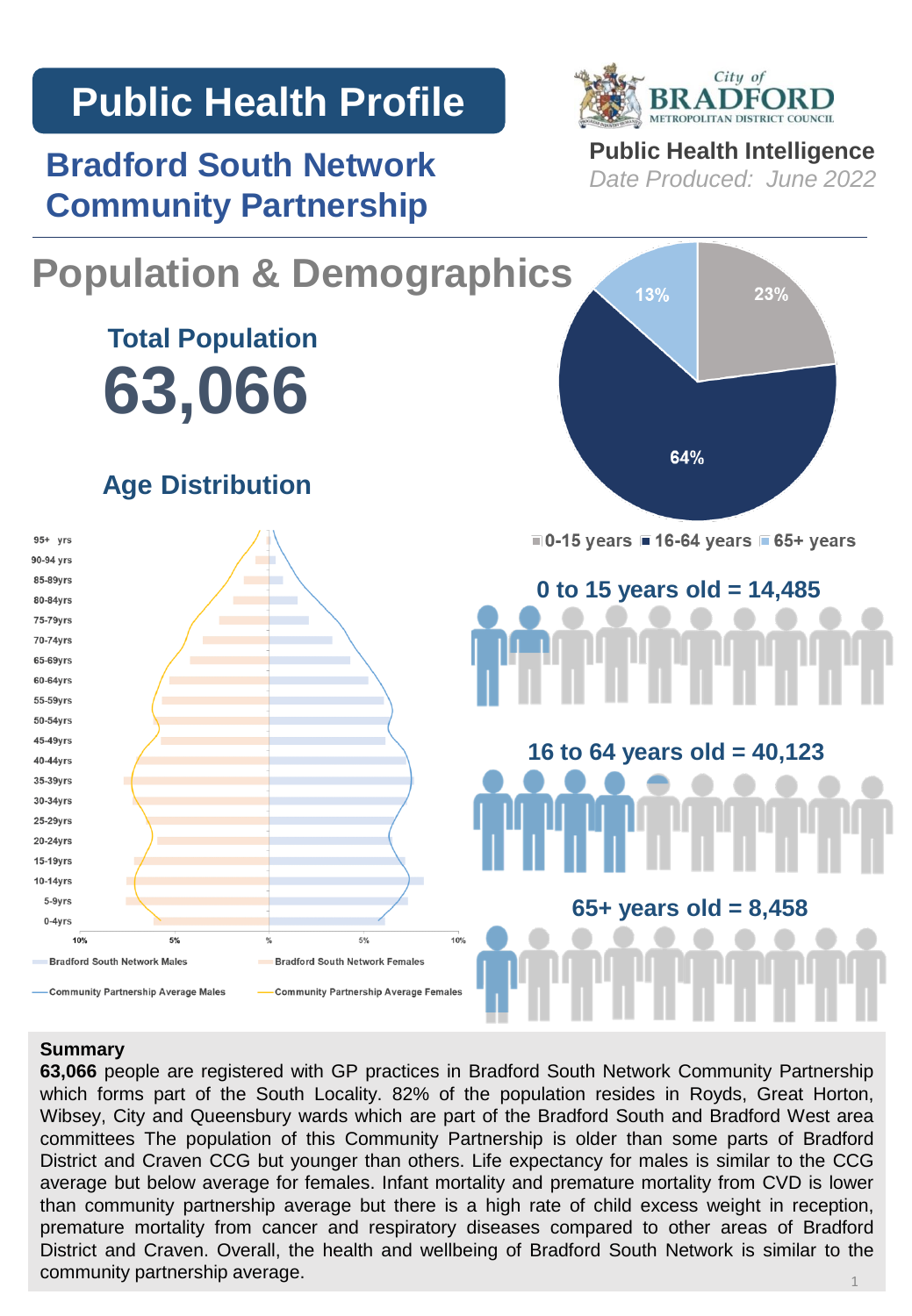# Public Health Profile

## Bradford South Network Community Partnership

**Public Health Intelligence**
*Date Produced: June 2022*

# Population & Demographics

### Total Population

# 63,066

### Age Distribution

0-15 years: 23% | 16-64 years: 64% | 65+ years: 13%

**0 to 15 years old = 14,485**

**16 to 64 years old = 40,123**

**65+ years old = 8,458**

Bradford South Network Males | Bradford South Network Females | Community Partnership Average Males | Community Partnership Average Females

**Summary**

**63,066** people are registered with GP practices in Bradford South Network Community Partnership which forms part of the South Locality. 82% of the population resides in Royds, Great Horton, Wibsey, City and Queensbury wards which are part of the Bradford South and Bradford West area committees The population of this Community Partnership is older than some parts of Bradford District and Craven CCG but younger than others. Life expectancy for males is similar to the CCG average but below average for females. Infant mortality and premature mortality from CVD is lower than community partnership average but there is a high rate of child excess weight in reception, premature mortality from cancer and respiratory diseases compared to other areas of Bradford District and Craven. Overall, the health and wellbeing of Bradford South Network is similar to the community partnership average.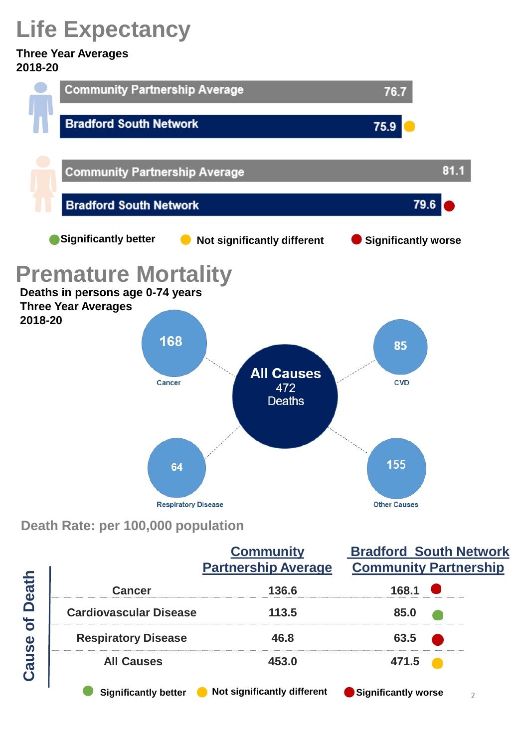# Life Expectancy

**Three Year Averages 2018-20**

| | Community Partnership Average | Bradford South Network |
|---|---|---|
| Male | 76.7 | 75.9 (Not significantly different) |
| Female | 81.1 | 79.6 (Significantly worse) |

Significantly better · Not significantly different · Significantly worse

# Premature Mortality

**Deaths in persons age 0-74 years**
**Three Year Averages 2018-20**

All Causes: 472 Deaths

- Cancer: 168
- CVD: 85
- Respiratory Disease: 64
- Other Causes: 155

## Death Rate: per 100,000 population

| Cause of Death | Community Partnership Average | Bradford South Network Community Partnership |
|---|---|---|
| Cancer | 136.6 | 168.1 (Significantly worse) |
| Cardiovascular Disease | 113.5 | 85.0 (Significantly better) |
| Respiratory Disease | 46.8 | 63.5 (Significantly worse) |
| All Causes | 453.0 | 471.5 (Not significantly different) |

Significantly better · Not significantly different · Significantly worse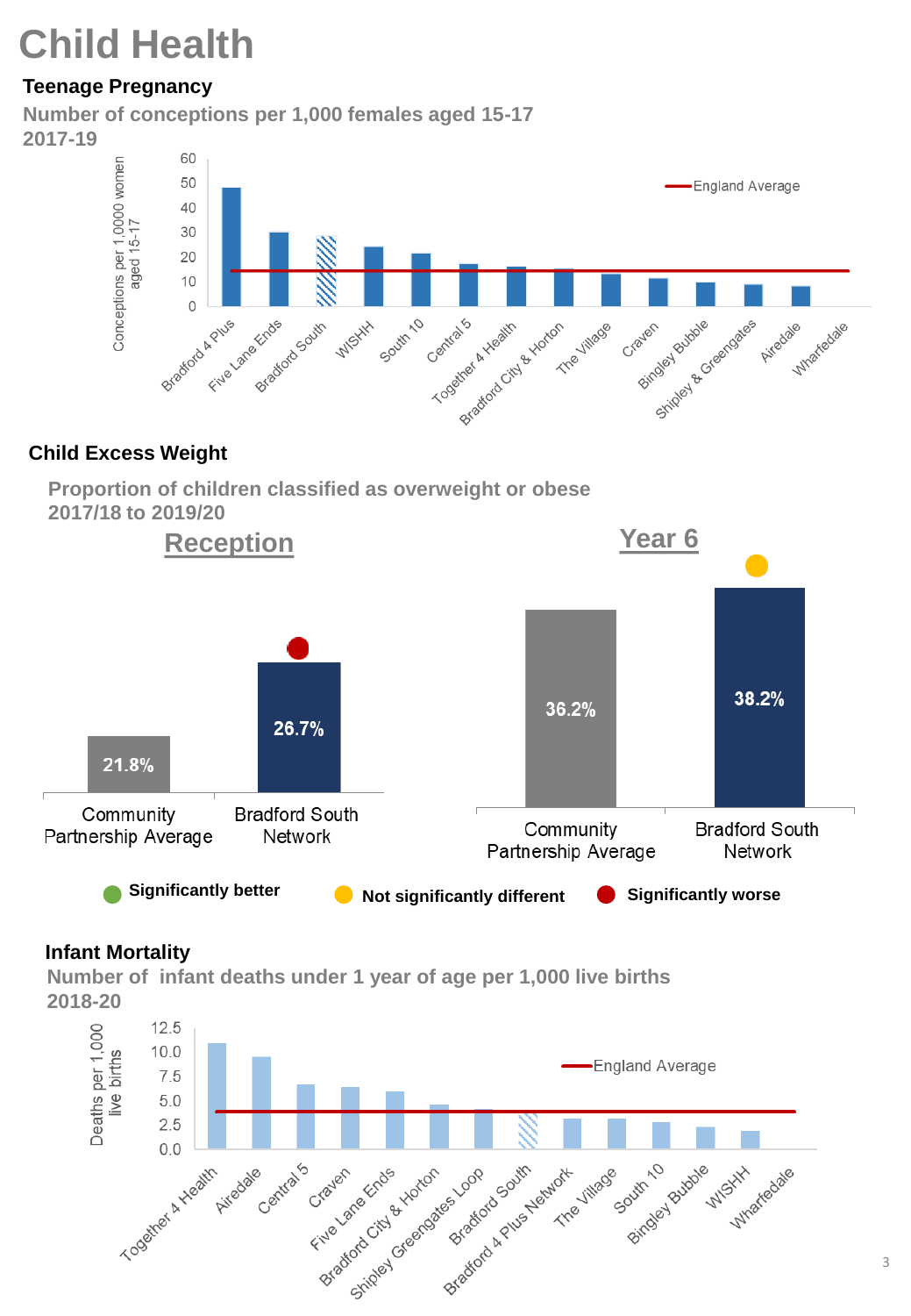# Child Health

### Teenage Pregnancy

**Number of conceptions per 1,000 females aged 15-17 2017-19**

Conceptions per 1,0000 women aged 15-17

England Average

Bradford 4 Plus, Five Lane Ends, Bradford South, WISHH, South 10, Central 5, Together 4 Health, Bradford City & Horton, The Village, Craven, Bingley Bubble, Shipley & Greengates, Airedale, Wharfedale

### Child Excess Weight

**Proportion of children classified as overweight or obese 2017/18 to 2019/20**

**Reception**

| | Community Partnership Average | Bradford South Network |
|---|---|---|
| Reception | 21.8% | 26.7% |

**Year 6**

| | Community Partnership Average | Bradford South Network |
|---|---|---|
| Year 6 | 36.2% | 38.2% |

**Significantly better** | **Not significantly different** | **Significantly worse**

### Infant Mortality

**Number of infant deaths under 1 year of age per 1,000 live births 2018-20**

Deaths per 1,000 live births

England Average

Together 4 Health, Airedale, Central 5, Craven, Five Lane Ends, Bradford City & Horton, Shipley Greengates Loop, Bradford South, Bradford 4 Plus Network, The Village, South 10, Bingley Bubble, WISHH, Wharfedale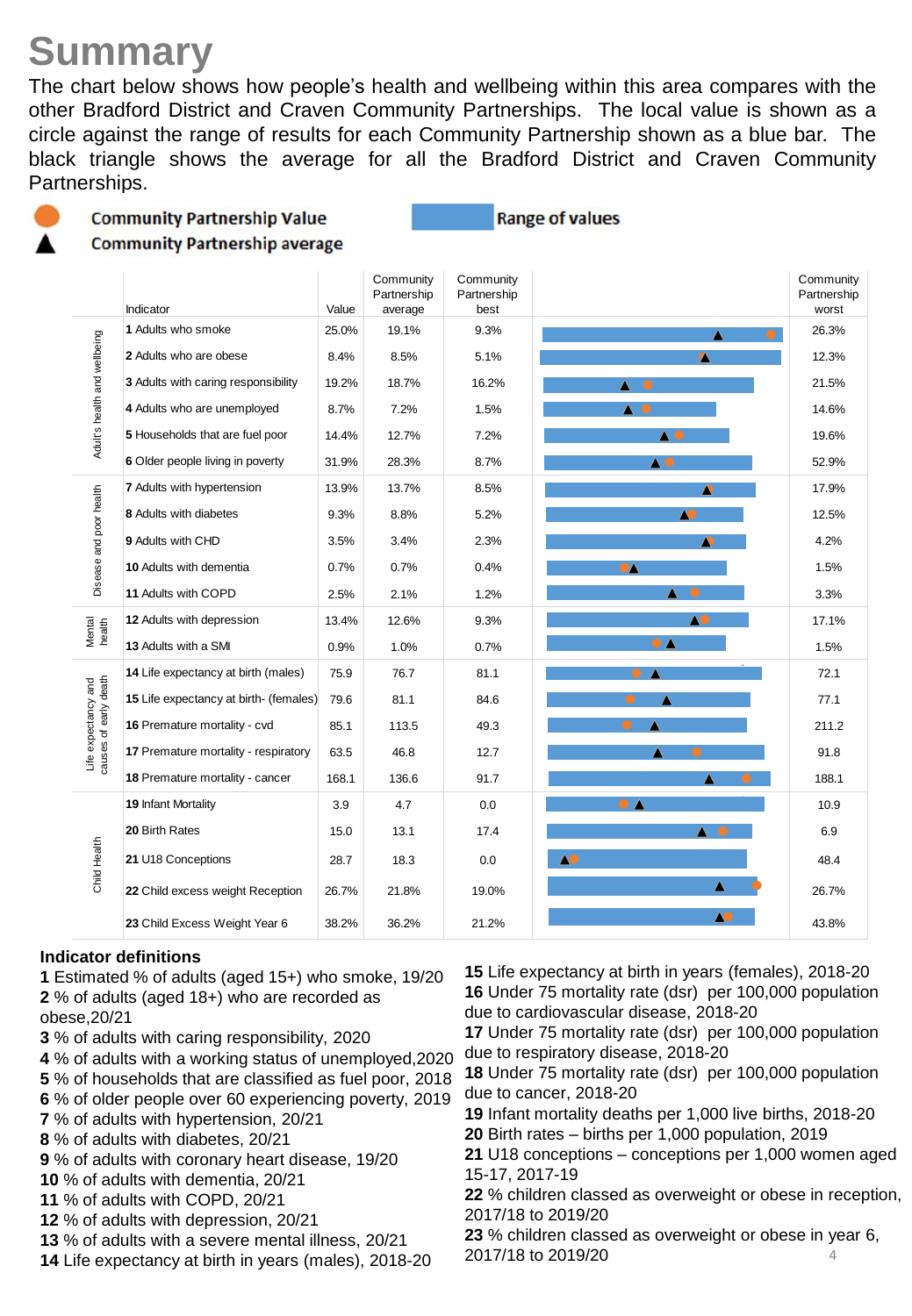# Summary

The chart below shows how people's health and wellbeing within this area compares with the other Bradford District and Craven Community Partnerships. The local value is shown as a circle against the range of results for each Community Partnership shown as a blue bar. The black triangle shows the average for all the Bradford District and Craven Community Partnerships.

Community Partnership Value
Community Partnership average
Range of values

| | Indicator | Value | Community Partnership average | Community Partnership best | Community Partnership worst |
|---|---|---|---|---|---|
| Adult's health and wellbeing | **1** Adults who smoke | 25.0% | 19.1% | 9.3% | 26.3% |
| | **2** Adults who are obese | 8.4% | 8.5% | 5.1% | 12.3% |
| | **3** Adults with caring responsibility | 19.2% | 18.7% | 16.2% | 21.5% |
| | **4** Adults who are unemployed | 8.7% | 7.2% | 1.5% | 14.6% |
| | **5** Households that are fuel poor | 14.4% | 12.7% | 7.2% | 19.6% |
| | **6** Older people living in poverty | 31.9% | 28.3% | 8.7% | 52.9% |
| Disease and poor health | **7** Adults with hypertension | 13.9% | 13.7% | 8.5% | 17.9% |
| | **8** Adults with diabetes | 9.3% | 8.8% | 5.2% | 12.5% |
| | **9** Adults with CHD | 3.5% | 3.4% | 2.3% | 4.2% |
| | **10** Adults with dementia | 0.7% | 0.7% | 0.4% | 1.5% |
| | **11** Adults with COPD | 2.5% | 2.1% | 1.2% | 3.3% |
| Mental health | **12** Adults with depression | 13.4% | 12.6% | 9.3% | 17.1% |
| | **13** Adults with a SMI | 0.9% | 1.0% | 0.7% | 1.5% |
| Life expectancy and causes of early death | **14** Life expectancy at birth (males) | 75.9 | 76.7 | 81.1 | 72.1 |
| | **15** Life expectancy at birth- (females) | 79.6 | 81.1 | 84.6 | 77.1 |
| | **16** Premature mortality - cvd | 85.1 | 113.5 | 49.3 | 211.2 |
| | **17** Premature mortality - respiratory | 63.5 | 46.8 | 12.7 | 91.8 |
| | **18** Premature mortality - cancer | 168.1 | 136.6 | 91.7 | 188.1 |
| Child Health | **19** Infant Mortality | 3.9 | 4.7 | 0.0 | 10.9 |
| | **20** Birth Rates | 15.0 | 13.1 | 17.4 | 6.9 |
| | **21** U18 Conceptions | 28.7 | 18.3 | 0.0 | 48.4 |
| | **22** Child excess weight Reception | 26.7% | 21.8% | 19.0% | 26.7% |
| | **23** Child Excess Weight Year 6 | 38.2% | 36.2% | 21.2% | 43.8% |

### Indicator definitions

**1** Estimated % of adults (aged 15+) who smoke, 19/20
**2** % of adults (aged 18+) who are recorded as obese,20/21
**3** % of adults with caring responsibility, 2020
**4** % of adults with a working status of unemployed,2020
**5** % of households that are classified as fuel poor, 2018
**6** % of older people over 60 experiencing poverty, 2019
**7** % of adults with hypertension, 20/21
**8** % of adults with diabetes, 20/21
**9** % of adults with coronary heart disease, 19/20
**10** % of adults with dementia, 20/21
**11** % of adults with COPD, 20/21
**12** % of adults with depression, 20/21
**13** % of adults with a severe mental illness, 20/21
**14** Life expectancy at birth in years (males), 2018-20
**15** Life expectancy at birth in years (females), 2018-20
**16** Under 75 mortality rate (dsr) per 100,000 population due to cardiovascular disease, 2018-20
**17** Under 75 mortality rate (dsr) per 100,000 population due to respiratory disease, 2018-20
**18** Under 75 mortality rate (dsr) per 100,000 population due to cancer, 2018-20
**19** Infant mortality deaths per 1,000 live births, 2018-20
**20** Birth rates – births per 1,000 population, 2019
**21** U18 conceptions – conceptions per 1,000 women aged 15-17, 2017-19
**22** % children classed as overweight or obese in reception, 2017/18 to 2019/20
**23** % children classed as overweight or obese in year 6, 2017/18 to 2019/20